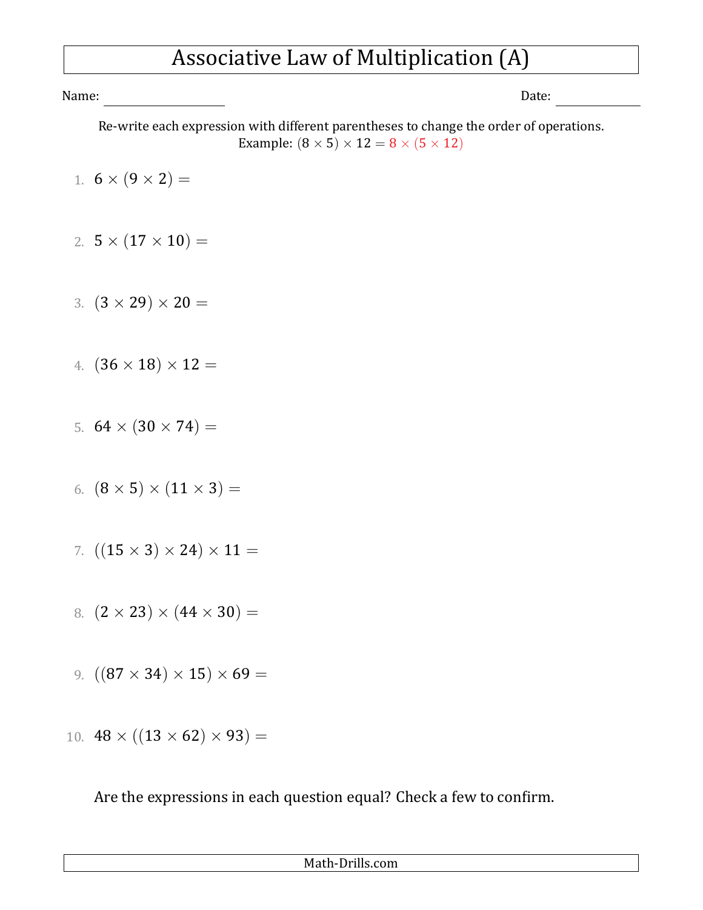# Associative Law of Multiplication (A)

Name: \_\_\_\_\_\_\_\_\_\_\_\_\_\_\_\_ Date: \_\_\_\_\_\_\_\_\_\_\_\_

Re-write each expression with different parentheses to change the order of operations.
Example: $(8 \times 5) \times 12 = 8 \times (5 \times 12)$

1. $6 \times (9 \times 2) =$

2. $5 \times (17 \times 10) =$

3. $(3 \times 29) \times 20 =$

4. $(36 \times 18) \times 12 =$

5. $64 \times (30 \times 74) =$

6. $(8 \times 5) \times (11 \times 3) =$

7. $((15 \times 3) \times 24) \times 11 =$

8. $(2 \times 23) \times (44 \times 30) =$

9. $((87 \times 34) \times 15) \times 69 =$

10. $48 \times ((13 \times 62) \times 93) =$

Are the expressions in each question equal? Check a few to confirm.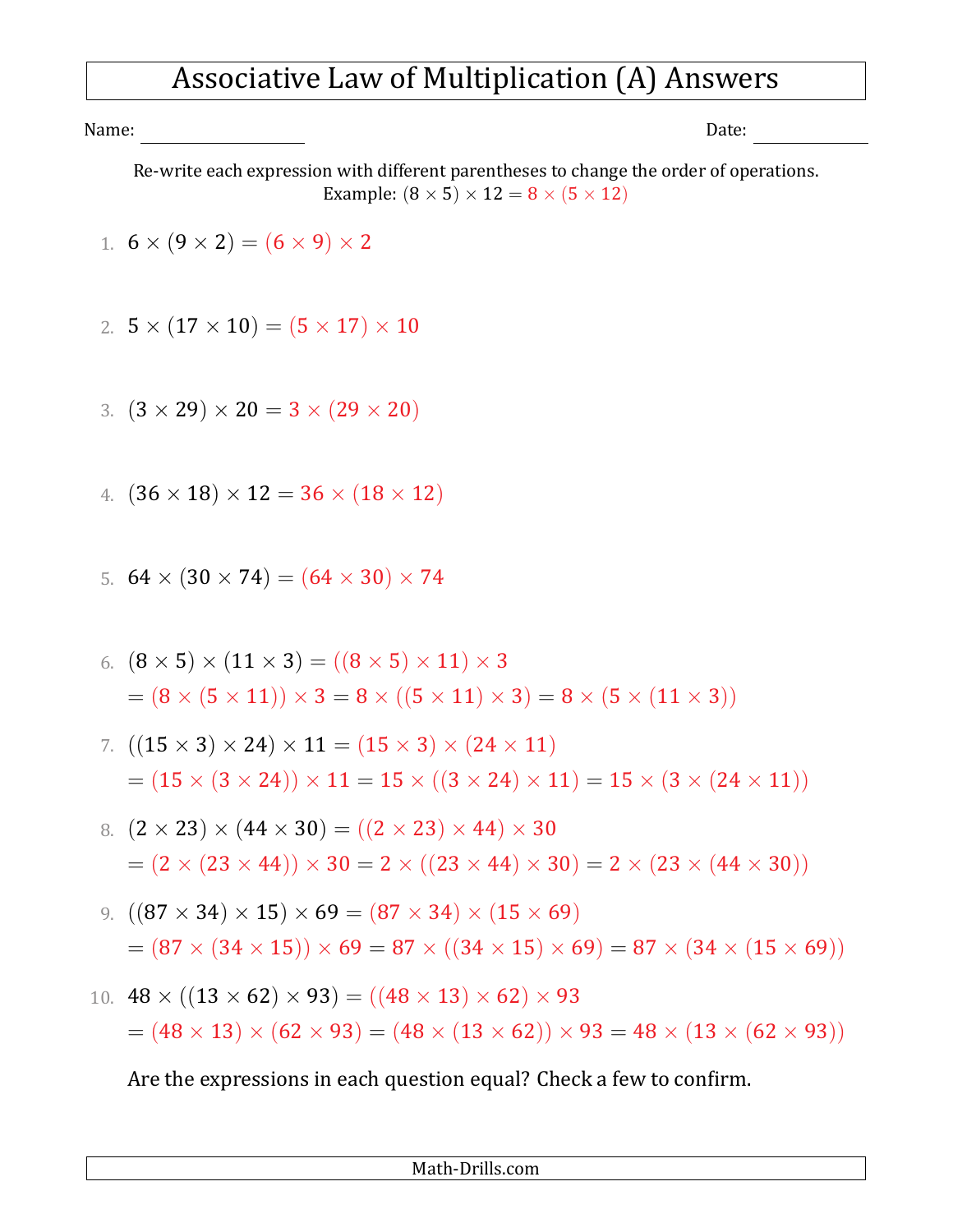# Associative Law of Multiplication (A) Answers

Name: ______________ Date: ____________

Re-write each expression with different parentheses to change the order of operations.
Example: $(8 \times 5) \times 12 = 8 \times (5 \times 12)$

1. $6 \times (9 \times 2) = (6 \times 9) \times 2$

2. $5 \times (17 \times 10) = (5 \times 17) \times 10$

3. $(3 \times 29) \times 20 = 3 \times (29 \times 20)$

4. $(36 \times 18) \times 12 = 36 \times (18 \times 12)$

5. $64 \times (30 \times 74) = (64 \times 30) \times 74$

6. $(8 \times 5) \times (11 \times 3) = ((8 \times 5) \times 11) \times 3$
$= (8 \times (5 \times 11)) \times 3 = 8 \times ((5 \times 11) \times 3) = 8 \times (5 \times (11 \times 3))$

7. $((15 \times 3) \times 24) \times 11 = (15 \times 3) \times (24 \times 11)$
$= (15 \times (3 \times 24)) \times 11 = 15 \times ((3 \times 24) \times 11) = 15 \times (3 \times (24 \times 11))$

8. $(2 \times 23) \times (44 \times 30) = ((2 \times 23) \times 44) \times 30$
$= (2 \times (23 \times 44)) \times 30 = 2 \times ((23 \times 44) \times 30) = 2 \times (23 \times (44 \times 30))$

9. $((87 \times 34) \times 15) \times 69 = (87 \times 34) \times (15 \times 69)$
$= (87 \times (34 \times 15)) \times 69 = 87 \times ((34 \times 15) \times 69) = 87 \times (34 \times (15 \times 69))$

10. $48 \times ((13 \times 62) \times 93) = ((48 \times 13) \times 62) \times 93$
$= (48 \times 13) \times (62 \times 93) = (48 \times (13 \times 62)) \times 93 = 48 \times (13 \times (62 \times 93))$

Are the expressions in each question equal? Check a few to confirm.

Math-Drills.com